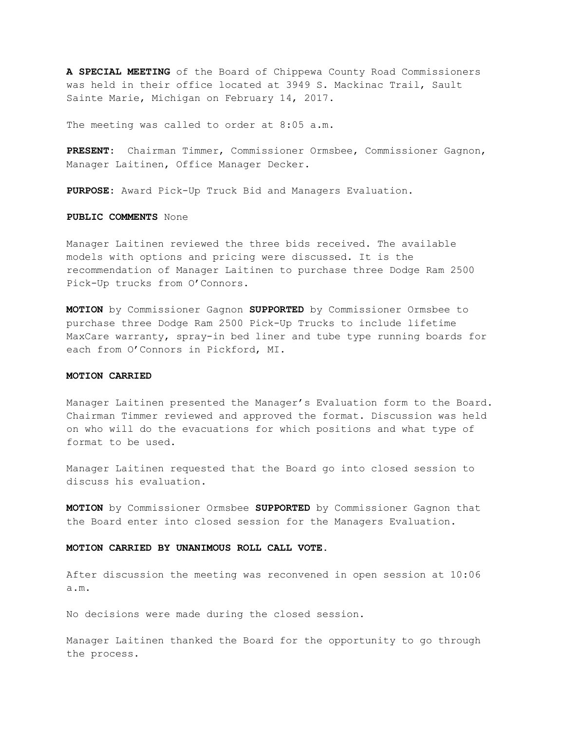**A SPECIAL MEETING** of the Board of Chippewa County Road Commissioners was held in their office located at 3949 S. Mackinac Trail, Sault Sainte Marie, Michigan on February 14, 2017.

The meeting was called to order at 8:05 a.m.

**PRESENT:** Chairman Timmer, Commissioner Ormsbee, Commissioner Gagnon, Manager Laitinen, Office Manager Decker.

**PURPOSE:** Award Pick-Up Truck Bid and Managers Evaluation.

**PUBLIC COMMENTS** None

Manager Laitinen reviewed the three bids received. The available models with options and pricing were discussed. It is the recommendation of Manager Laitinen to purchase three Dodge Ram 2500 Pick-Up trucks from O'Connors.

**MOTION** by Commissioner Gagnon **SUPPORTED** by Commissioner Ormsbee to purchase three Dodge Ram 2500 Pick-Up Trucks to include lifetime MaxCare warranty, spray-in bed liner and tube type running boards for each from O'Connors in Pickford, MI.

**MOTION CARRIED**

Manager Laitinen presented the Manager's Evaluation form to the Board. Chairman Timmer reviewed and approved the format. Discussion was held on who will do the evacuations for which positions and what type of format to be used.

Manager Laitinen requested that the Board go into closed session to discuss his evaluation.

**MOTION** by Commissioner Ormsbee **SUPPORTED** by Commissioner Gagnon that the Board enter into closed session for the Managers Evaluation.

**MOTION CARRIED BY UNANIMOUS ROLL CALL VOTE.**

After discussion the meeting was reconvened in open session at 10:06 a.m.

No decisions were made during the closed session.

Manager Laitinen thanked the Board for the opportunity to go through the process.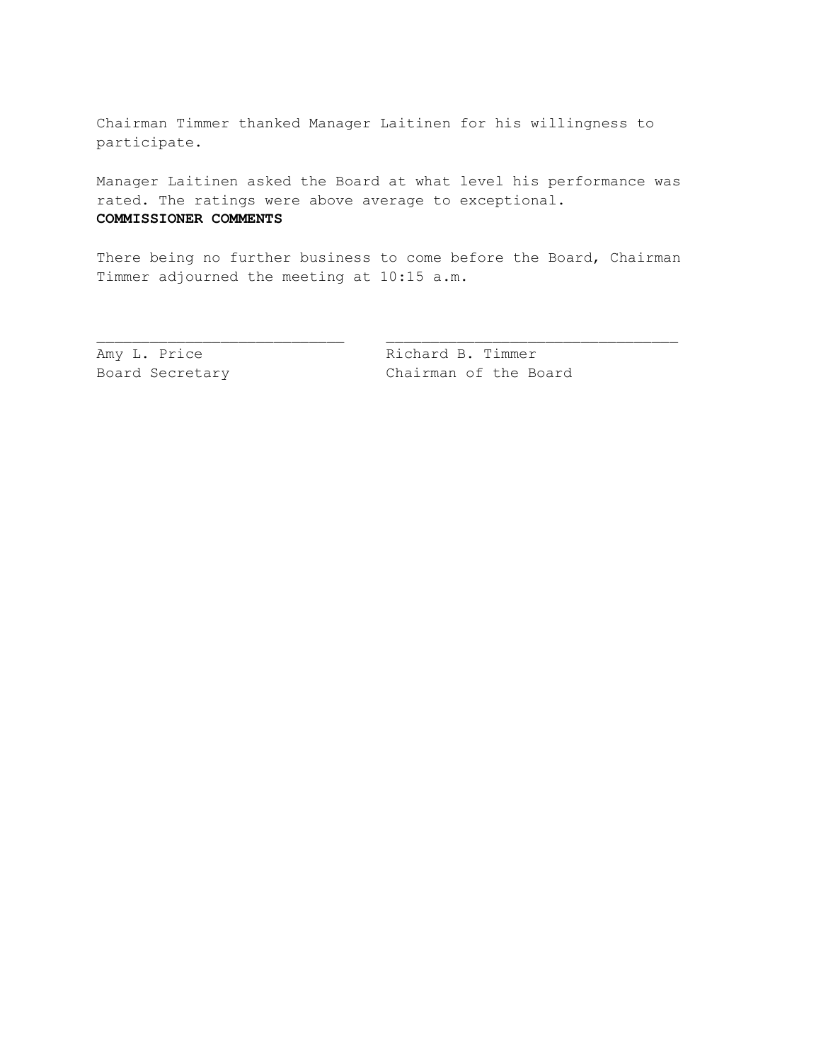Chairman Timmer thanked Manager Laitinen for his willingness to participate.

Manager Laitinen asked the Board at what level his performance was rated. The ratings were above average to exceptional.

**COMMISSIONER COMMENTS**

There being no further business to come before the Board, Chairman Timmer adjourned the meeting at 10:15 a.m.

| | |
|---|---|
| ___________________________ | ________________________________ |
| Amy L. Price | Richard B. Timmer |
| Board Secretary | Chairman of the Board |